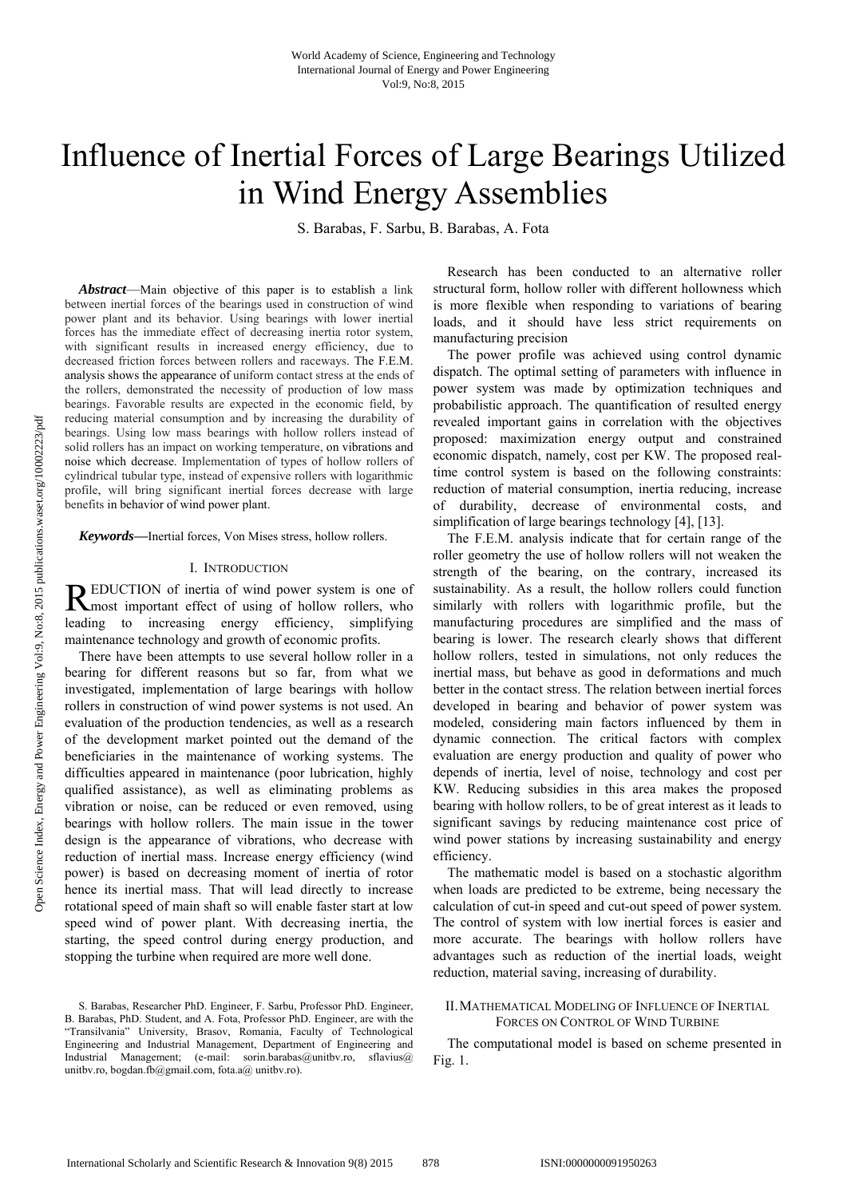# Influence of Inertial Forces of Large Bearings Utilized in Wind Energy Assemblies

S. Barabas, F. Sarbu, B. Barabas, A. Fota

***Abstract*****—**Main objective of this paper is to establish a link between inertial forces of the bearings used in construction of wind power plant and its behavior. Using bearings with lower inertial forces has the immediate effect of decreasing inertia rotor system, with significant results in increased energy efficiency, due to decreased friction forces between rollers and raceways. The F.E.M. analysis shows the appearance of uniform contact stress at the ends of the rollers, demonstrated the necessity of production of low mass bearings. Favorable results are expected in the economic field, by reducing material consumption and by increasing the durability of bearings. Using low mass bearings with hollow rollers instead of solid rollers has an impact on working temperature, on vibrations and noise which decrease. Implementation of types of hollow rollers of cylindrical tubular type, instead of expensive rollers with logarithmic profile, will bring significant inertial forces decrease with large benefits in behavior of wind power plant.

***Keywords*****—**Inertial forces, Von Mises stress, hollow rollers.

## I. Introduction

REDUCTION of inertia of wind power system is one of most important effect of using of hollow rollers, who leading to increasing energy efficiency, simplifying maintenance technology and growth of economic profits.

There have been attempts to use several hollow roller in a bearing for different reasons but so far, from what we investigated, implementation of large bearings with hollow rollers in construction of wind power systems is not used. An evaluation of the production tendencies, as well as a research of the development market pointed out the demand of the beneficiaries in the maintenance of working systems. The difficulties appeared in maintenance (poor lubrication, highly qualified assistance), as well as eliminating problems as vibration or noise, can be reduced or even removed, using bearings with hollow rollers. The main issue in the tower design is the appearance of vibrations, who decrease with reduction of inertial mass. Increase energy efficiency (wind power) is based on decreasing moment of inertia of rotor hence its inertial mass. That will lead directly to increase rotational speed of main shaft so will enable faster start at low speed wind of power plant. With decreasing inertia, the starting, the speed control during energy production, and stopping the turbine when required are more well done.

S. Barabas, Researcher PhD. Engineer, F. Sarbu, Professor PhD. Engineer, B. Barabas, PhD. Student, and A. Fota, Professor PhD. Engineer, are with the "Transilvania" University, Brasov, Romania, Faculty of Technological Engineering and Industrial Management, Department of Engineering and Industrial Management; (e-mail: sorin.barabas@unitbv.ro, sflavius@ unitbv.ro, bogdan.fb@gmail.com, fota.a@ unitbv.ro).

Research has been conducted to an alternative roller structural form, hollow roller with different hollowness which is more flexible when responding to variations of bearing loads, and it should have less strict requirements on manufacturing precision

The power profile was achieved using control dynamic dispatch. The optimal setting of parameters with influence in power system was made by optimization techniques and probabilistic approach. The quantification of resulted energy revealed important gains in correlation with the objectives proposed: maximization energy output and constrained economic dispatch, namely, cost per KW. The proposed real-time control system is based on the following constraints: reduction of material consumption, inertia reducing, increase of durability, decrease of environmental costs, and simplification of large bearings technology [4], [13].

The F.E.M. analysis indicate that for certain range of the roller geometry the use of hollow rollers will not weaken the strength of the bearing, on the contrary, increased its sustainability. As a result, the hollow rollers could function similarly with rollers with logarithmic profile, but the manufacturing procedures are simplified and the mass of bearing is lower. The research clearly shows that different hollow rollers, tested in simulations, not only reduces the inertial mass, but behave as good in deformations and much better in the contact stress. The relation between inertial forces developed in bearing and behavior of power system was modeled, considering main factors influenced by them in dynamic connection. The critical factors with complex evaluation are energy production and quality of power who depends of inertia, level of noise, technology and cost per KW. Reducing subsidies in this area makes the proposed bearing with hollow rollers, to be of great interest as it leads to significant savings by reducing maintenance cost price of wind power stations by increasing sustainability and energy efficiency.

The mathematic model is based on a stochastic algorithm when loads are predicted to be extreme, being necessary the calculation of cut-in speed and cut-out speed of power system. The control of system with low inertial forces is easier and more accurate. The bearings with hollow rollers have advantages such as reduction of the inertial loads, weight reduction, material saving, increasing of durability.

## II. Mathematical Modeling of Influence of Inertial Forces on Control of Wind Turbine

The computational model is based on scheme presented in Fig. 1.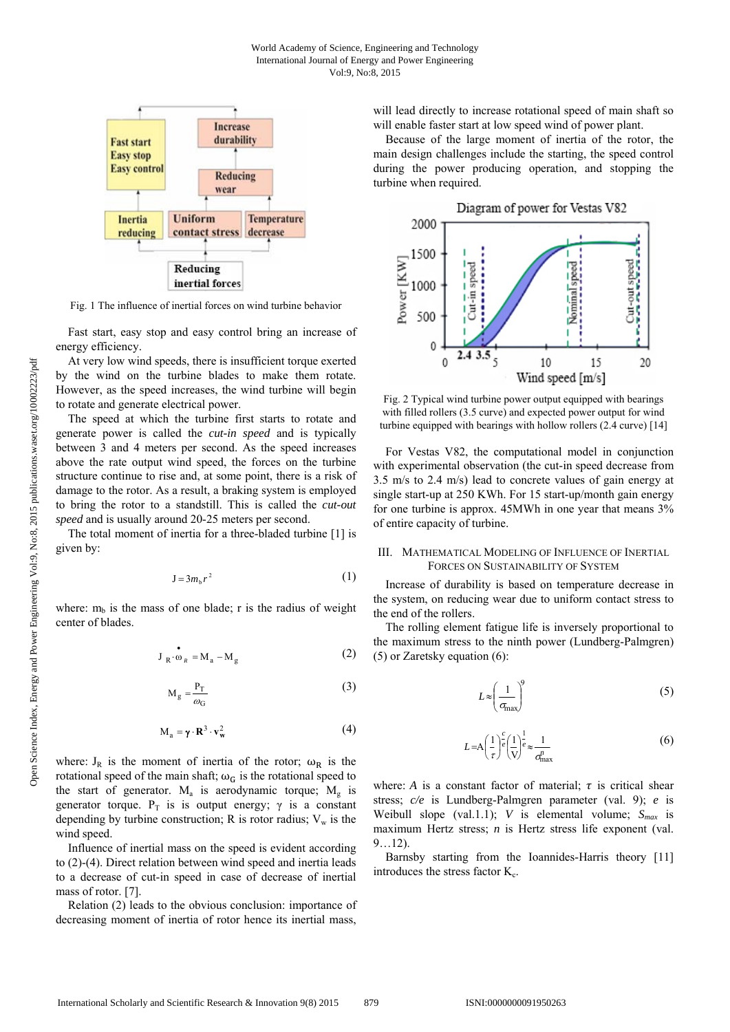Fig. 1 The influence of inertial forces on wind turbine behavior

Fast start, easy stop and easy control bring an increase of energy efficiency.

At very low wind speeds, there is insufficient torque exerted by the wind on the turbine blades to make them rotate. However, as the speed increases, the wind turbine will begin to rotate and generate electrical power.

The speed at which the turbine first starts to rotate and generate power is called the *cut-in speed* and is typically between 3 and 4 meters per second. As the speed increases above the rate output wind speed, the forces on the turbine structure continue to rise and, at some point, there is a risk of damage to the rotor. As a result, a braking system is employed to bring the rotor to a standstill. This is called the *cut-out speed* and is usually around 20-25 meters per second.

The total moment of inertia for a three-bladed turbine [1] is given by:

$$J = 3 m_b r^2 \tag{1}$$

where: $m_b$ is the mass of one blade; r is the radius of weight center of blades.

$$J_R \cdot \dot{\omega}_R = M_a - M_g \tag{2}$$

$$M_g = \frac{P_T}{\omega_G} \tag{3}$$

$$M_a = \gamma \cdot R^3 \cdot v_w^2 \tag{4}$$

where: $J_R$ is the moment of inertia of the rotor; $\omega_R$ is the rotational speed of the main shaft; $\omega_G$ is the rotational speed to the start of generator. $M_a$ is aerodynamic torque; $M_g$ is generator torque. $P_T$ is is output energy; $\gamma$ is a constant depending by turbine construction; R is rotor radius; $V_w$ is the wind speed.

Influence of inertial mass on the speed is evident according to (2)-(4). Direct relation between wind speed and inertia leads to a decrease of cut-in speed in case of decrease of inertial mass of rotor. [7].

Relation (2) leads to the obvious conclusion: importance of decreasing moment of inertia of rotor hence its inertial mass, will lead directly to increase rotational speed of main shaft so will enable faster start at low speed wind of power plant.

Because of the large moment of inertia of the rotor, the main design challenges include the starting, the speed control during the power producing operation, and stopping the turbine when required.

Fig. 2 Typical wind turbine power output equipped with bearings with filled rollers (3.5 curve) and expected power output for wind turbine equipped with bearings with hollow rollers (2.4 curve) [14]

For Vestas V82, the computational model in conjunction with experimental observation (the cut-in speed decrease from 3.5 m/s to 2.4 m/s) lead to concrete values of gain energy at single start-up at 250 KWh. For 15 start-up/month gain energy for one turbine is approx. 45MWh in one year that means 3% of entire capacity of turbine.

## III. Mathematical Modeling of Influence of Inertial Forces on Sustainability of System

Increase of durability is based on temperature decrease in the system, on reducing wear due to uniform contact stress to the end of the rollers.

The rolling element fatigue life is inversely proportional to the maximum stress to the ninth power (Lundberg-Palmgren) (5) or Zaretsky equation (6):

$$L \approx \left(\frac{1}{\sigma_{max}}\right)^9 \tag{5}$$

$$L = A\left(\frac{1}{\tau}\right)^{\frac{c}{e}}\left(\frac{1}{V}\right)^{\frac{1}{e}} \approx \frac{1}{\sigma_{max}^n} \tag{6}$$

where: *A* is a constant factor of material; $\tau$ is critical shear stress; *c/e* is Lundberg-Palmgren parameter (val. 9); *e* is Weibull slope (val.1.1); *V* is elemental volume; $S_{max}$ is maximum Hertz stress; *n* is Hertz stress life exponent (val. 9…12).

Barnsby starting from the Ioannides-Harris theory [11] introduces the stress factor $K_c$.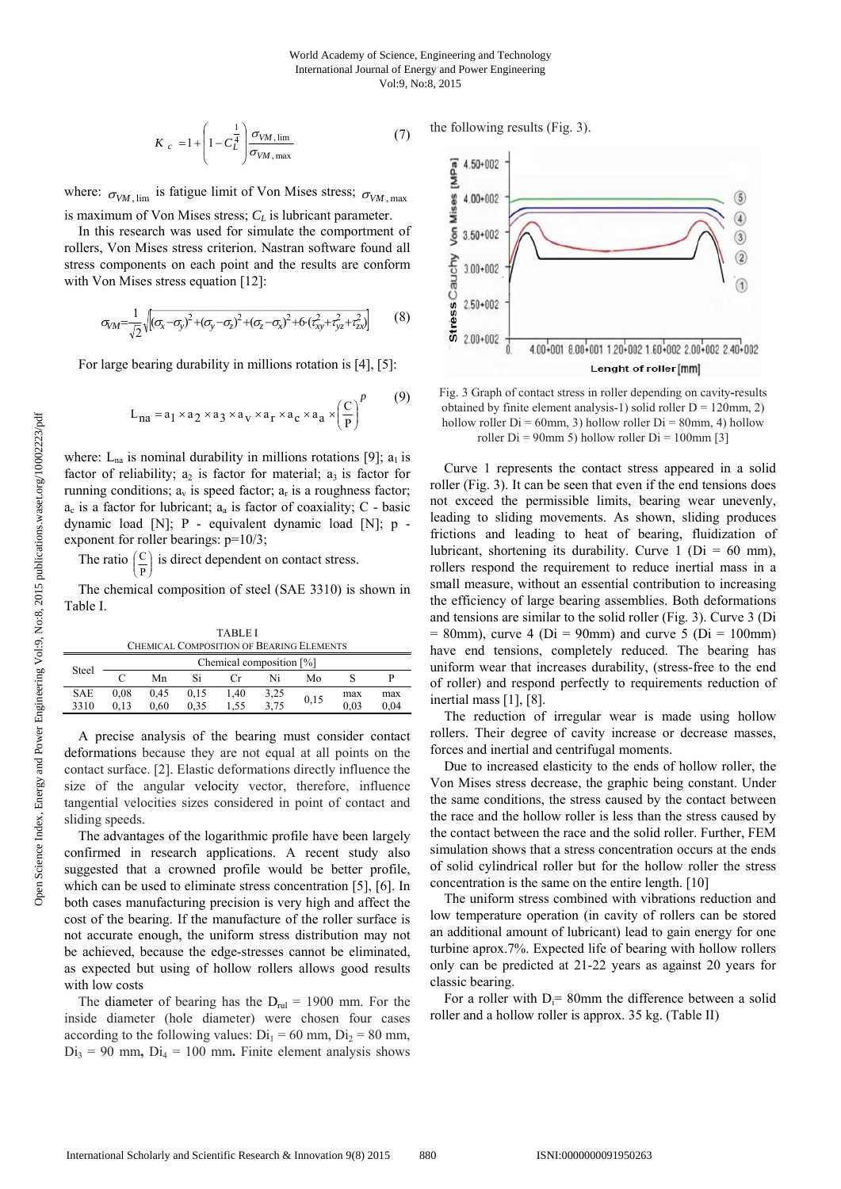$$K_c = 1 + \left(1 - C_L^{\frac{1}{4}}\right)\frac{\sigma_{VM,\lim}}{\sigma_{VM,\max}} \tag{7}$$

where: $\sigma_{VM,\lim}$ is fatigue limit of Von Mises stress; $\sigma_{VM,\max}$ is maximum of Von Mises stress; $C_L$ is lubricant parameter.

In this research was used for simulate the comportment of rollers, Von Mises stress criterion. Nastran software found all stress components on each point and the results are conform with Von Mises stress equation [12]:

$$\sigma_{VM} = \frac{1}{\sqrt{2}}\sqrt{\left[(\sigma_x-\sigma_y)^2+(\sigma_y-\sigma_z)^2+(\sigma_z-\sigma_x)^2+6\cdot(\tau_{xy}^2+\tau_{yz}^2+\tau_{zx}^2)\right]} \tag{8}$$

For large bearing durability in millions rotation is [4], [5]:

$$L_{na} = a_1 \times a_2 \times a_3 \times a_v \times a_r \times a_c \times a_a \times \left(\frac{C}{P}\right)^p \tag{9}$$

where: $L_{na}$ is nominal durability in millions rotations [9]; $a_1$ is factor of reliability; $a_2$ is factor for material; $a_3$ is factor for running conditions; $a_v$ is speed factor; $a_r$ is a roughness factor; $a_c$ is a factor for lubricant; $a_a$ is factor of coaxiality; C - basic dynamic load [N]; P - equivalent dynamic load [N]; p - exponent for roller bearings: p=10/3;

The ratio $\left(\frac{C}{P}\right)$ is direct dependent on contact stress.

The chemical composition of steel (SAE 3310) is shown in Table I.

TABLE I
CHEMICAL COMPOSITION OF BEARING ELEMENTS

| Steel | Chemical composition [%] | | | | | | | |
|---|---|---|---|---|---|---|---|---|
| | C | Mn | Si | Cr | Ni | Mo | S | P |
| SAE 3310 | 0,08 0,13 | 0,45 0,60 | 0,15 0,35 | 1,40 1,55 | 3,25 3,75 | 0,15 | max 0,03 | max 0,04 |

A precise analysis of the bearing must consider contact deformations because they are not equal at all points on the contact surface. [2]. Elastic deformations directly influence the size of the angular velocity vector, therefore, influence tangential velocities sizes considered in point of contact and sliding speeds.

The advantages of the logarithmic profile have been largely confirmed in research applications. A recent study also suggested that a crowned profile would be better profile, which can be used to eliminate stress concentration [5], [6]. In both cases manufacturing precision is very high and affect the cost of the bearing. If the manufacture of the roller surface is not accurate enough, the uniform stress distribution may not be achieved, because the edge-stresses cannot be eliminated, as expected but using of hollow rollers allows good results with low costs

The diameter of bearing has the $D_{rul}$ = 1900 mm. For the inside diameter (hole diameter) were chosen four cases according to the following values: $Di_1$ = 60 mm, $Di_2$ = 80 mm, $Di_3$ = 90 mm, $Di_4$ = 100 mm. Finite element analysis shows the following results (Fig. 3).

Fig. 3 Graph of contact stress in roller depending on cavity-results obtained by finite element analysis-1) solid roller D = 120mm, 2) hollow roller Di = 60mm, 3) hollow roller Di = 80mm, 4) hollow roller Di = 90mm 5) hollow roller Di = 100mm [3]

Curve 1 represents the contact stress appeared in a solid roller (Fig. 3). It can be seen that even if the end tensions does not exceed the permissible limits, bearing wear unevenly, leading to sliding movements. As shown, sliding produces frictions and leading to heat of bearing, fluidization of lubricant, shortening its durability. Curve 1 (Di = 60 mm), rollers respond the requirement to reduce inertial mass in a small measure, without an essential contribution to increasing the efficiency of large bearing assemblies. Both deformations and tensions are similar to the solid roller (Fig. 3). Curve 3 (Di = 80mm), curve 4 (Di = 90mm) and curve 5 (Di = 100mm) have end tensions, completely reduced. The bearing has uniform wear that increases durability, (stress-free to the end of roller) and respond perfectly to requirements reduction of inertial mass [1], [8].

The reduction of irregular wear is made using hollow rollers. Their degree of cavity increase or decrease masses, forces and inertial and centrifugal moments.

Due to increased elasticity to the ends of hollow roller, the Von Mises stress decrease, the graphic being constant. Under the same conditions, the stress caused by the contact between the race and the hollow roller is less than the stress caused by the contact between the race and the solid roller. Further, FEM simulation shows that a stress concentration occurs at the ends of solid cylindrical roller but for the hollow roller the stress concentration is the same on the entire length. [10]

The uniform stress combined with vibrations reduction and low temperature operation (in cavity of rollers can be stored an additional amount of lubricant) lead to gain energy for one turbine aprox.7%. Expected life of bearing with hollow rollers only can be predicted at 21-22 years as against 20 years for classic bearing.

For a roller with $D_i$= 80mm the difference between a solid roller and a hollow roller is approx. 35 kg. (Table II)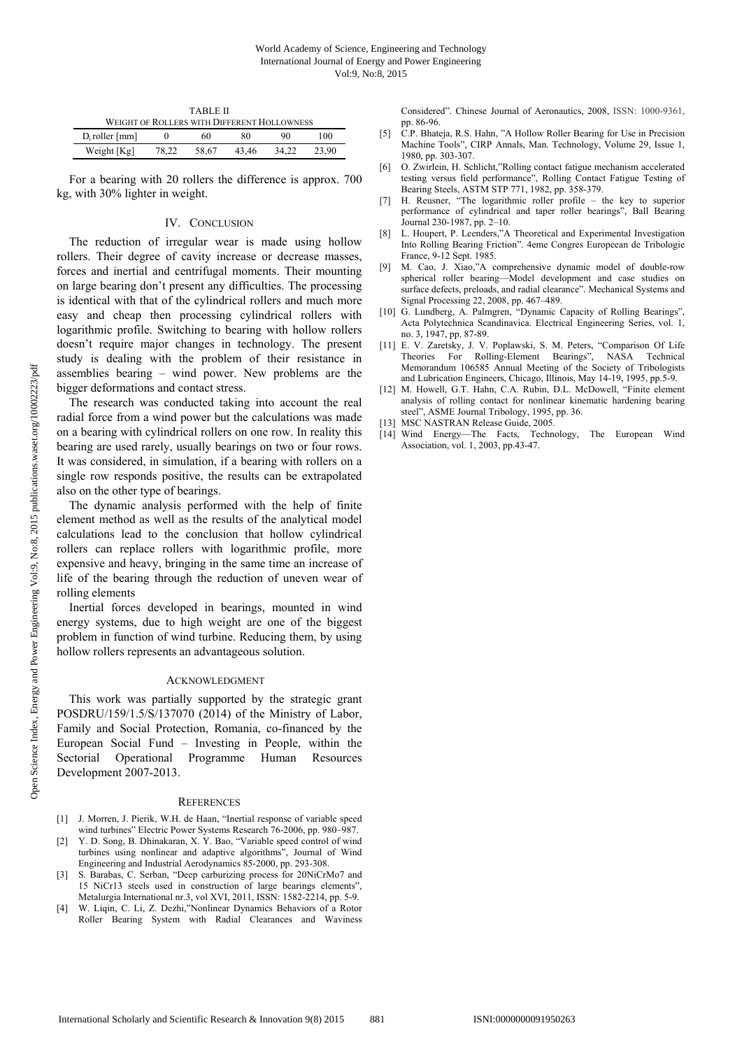TABLE II
WEIGHT OF ROLLERS WITH DIFFERENT HOLLOWNESS

| $D_i$ roller [mm] | 0 | 60 | 80 | 90 | 100 |
|---|---|---|---|---|---|
| Weight [Kg] | 78,22 | 58,67 | 43,46 | 34,22 | 23,90 |

For a bearing with 20 rollers the difference is approx. 700 kg, with 30% lighter in weight.

## IV. Conclusion

The reduction of irregular wear is made using hollow rollers. Their degree of cavity increase or decrease masses, forces and inertial and centrifugal moments. Their mounting on large bearing don't present any difficulties. The processing is identical with that of the cylindrical rollers and much more easy and cheap then processing cylindrical rollers with logarithmic profile. Switching to bearing with hollow rollers doesn't require major changes in technology. The present study is dealing with the problem of their resistance in assemblies bearing – wind power. New problems are the bigger deformations and contact stress.

The research was conducted taking into account the real radial force from a wind power but the calculations was made on a bearing with cylindrical rollers on one row. In reality this bearing are used rarely, usually bearings on two or four rows. It was considered, in simulation, if a bearing with rollers on a single row responds positive, the results can be extrapolated also on the other type of bearings.

The dynamic analysis performed with the help of finite element method as well as the results of the analytical model calculations lead to the conclusion that hollow cylindrical rollers can replace rollers with logarithmic profile, more expensive and heavy, bringing in the same time an increase of life of the bearing through the reduction of uneven wear of rolling elements

Inertial forces developed in bearings, mounted in wind energy systems, due to high weight are one of the biggest problem in function of wind turbine. Reducing them, by using hollow rollers represents an advantageous solution.

## Acknowledgment

This work was partially supported by the strategic grant POSDRU/159/1.5/S/137070 (2014) of the Ministry of Labor, Family and Social Protection, Romania, co-financed by the European Social Fund – Investing in People, within the Sectorial Operational Programme Human Resources Development 2007-2013.

## References

[1] J. Morren, J. Pierik, W.H. de Haan, "Inertial response of variable speed wind turbines" Electric Power Systems Research 76-2006, pp. 980–987.

[2] Y. D. Song, B. Dhinakaran, X. Y. Bao, "Variable speed control of wind turbines using nonlinear and adaptive algorithms", Journal of Wind Engineering and Industrial Aerodynamics 85-2000, pp. 293-308.

[3] S. Barabas, C. Serban, "Deep carburizing process for 20NiCrMo7 and 15 NiCr13 steels used in construction of large bearings elements", Metalurgia International nr.3, vol XVI, 2011, ISSN: 1582-2214, pp. 5-9.

[4] W. Liqin, C. Li, Z. Dezhi,"Nonlinear Dynamics Behaviors of a Rotor Roller Bearing System with Radial Clearances and Waviness Considered". Chinese Journal of Aeronautics, 2008, ISSN: 1000-9361, pp. 86-96.

[5] C.P. Bhateja, R.S. Hahn, "A Hollow Roller Bearing for Use in Precision Machine Tools", CIRP Annals, Man. Technology, Volume 29, Issue 1, 1980, pp. 303-307.

[6] O. Zwirlein, H. Schlicht,"Rolling contact fatigue mechanism accelerated testing versus field performance", Rolling Contact Fatigue Testing of Bearing Steels, ASTM STP 771, 1982, pp. 358-379.

[7] H. Reusner, "The logarithmic roller profile – the key to superior performance of cylindrical and taper roller bearings", Ball Bearing Journal 230-1987, pp. 2–10.

[8] L. Houpert, P. Leenders,"A Theoretical and Experimental Investigation Into Rolling Bearing Friction". 4eme Congres Europeean de Tribologie France, 9-12 Sept. 1985.

[9] M. Cao, J. Xiao,"A comprehensive dynamic model of double-row spherical roller bearing—Model development and case studies on surface defects, preloads, and radial clearance". Mechanical Systems and Signal Processing 22, 2008, pp. 467–489.

[10] G. Lundberg, A. Palmgren, "Dynamic Capacity of Rolling Bearings", Acta Polytechnica Scandinavica. Electrical Engineering Series, vol. 1, no. 3, 1947, pp. 87-89.

[11] E. V. Zaretsky, J. V. Poplawski, S. M. Peters, "Comparison Of Life Theories For Rolling-Element Bearings", NASA Technical Memorandum 106585 Annual Meeting of the Society of Tribologists and Lubrication Engineers, Chicago, Illinois, May 14-19, 1995, pp.5-9.

[12] M. Howell, G.T. Hahn, C.A. Rubin, D.L. McDowell, "Finite element analysis of rolling contact for nonlinear kinematic hardening bearing steel", ASME Journal Tribology, 1995, pp. 36.

[13] MSC NASTRAN Release Guide, 2005.

[14] Wind Energy—The Facts, Technology, The European Wind Association, vol. 1, 2003, pp.43-47.